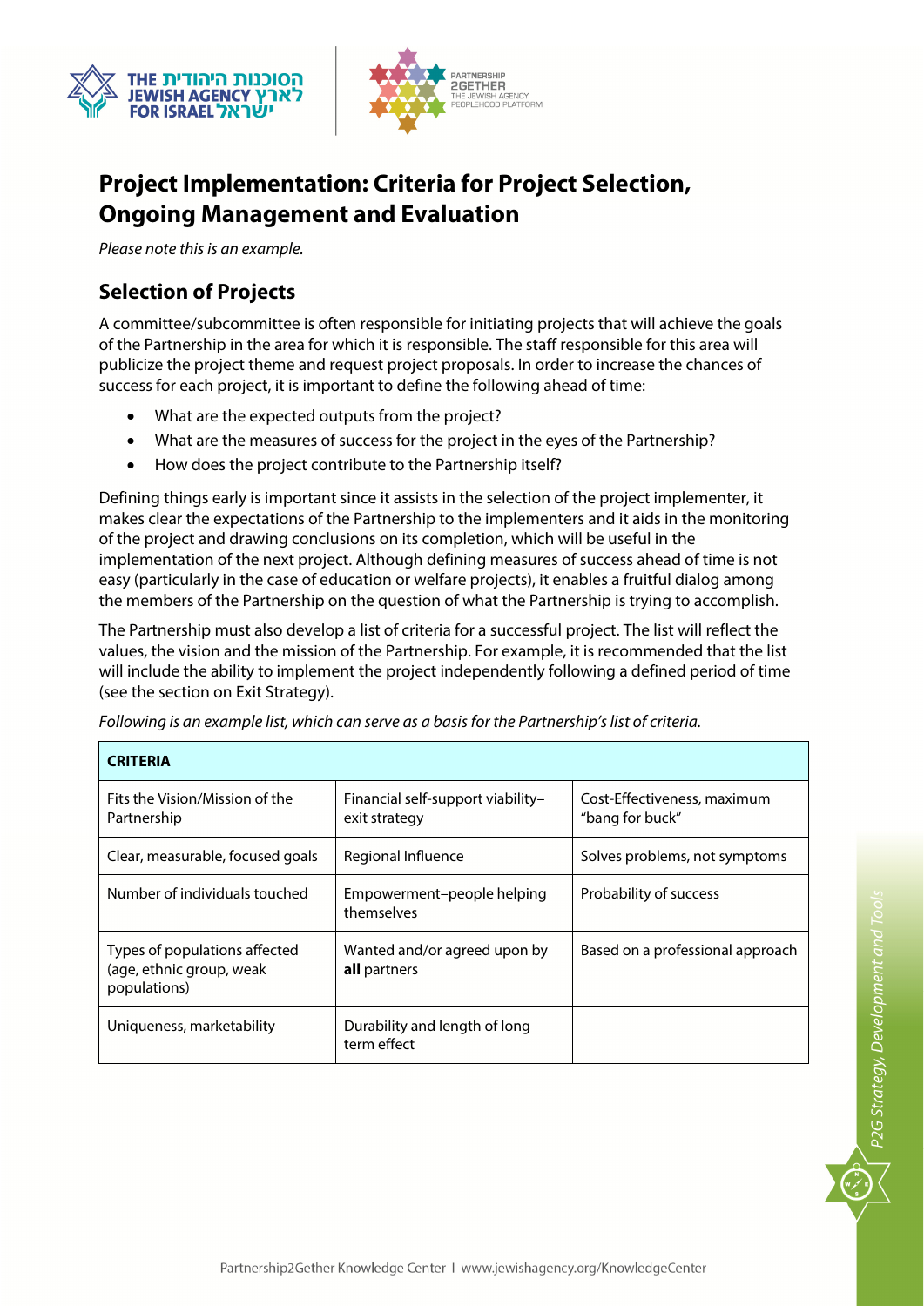# Project Implementation: Criteria for Project Selection, Ongoing Management and Evaluation

*Please note this is an example.*

## Selection of Projects

A committee/subcommittee is often responsible for initiating projects that will achieve the goals of the Partnership in the area for which it is responsible. The staff responsible for this area will publicize the project theme and request project proposals. In order to increase the chances of success for each project, it is important to define the following ahead of time:

- What are the expected outputs from the project?
- What are the measures of success for the project in the eyes of the Partnership?
- How does the project contribute to the Partnership itself?

Defining things early is important since it assists in the selection of the project implementer, it makes clear the expectations of the Partnership to the implementers and it aids in the monitoring of the project and drawing conclusions on its completion, which will be useful in the implementation of the next project. Although defining measures of success ahead of time is not easy (particularly in the case of education or welfare projects), it enables a fruitful dialog among the members of the Partnership on the question of what the Partnership is trying to accomplish.

The Partnership must also develop a list of criteria for a successful project. The list will reflect the values, the vision and the mission of the Partnership. For example, it is recommended that the list will include the ability to implement the project independently following a defined period of time (see the section on Exit Strategy).

*Following is an example list, which can serve as a basis for the Partnership's list of criteria.*

| CRITERIA | | |
|---|---|---|
| Fits the Vision/Mission of the Partnership | Financial self-support viability–exit strategy | Cost-Effectiveness, maximum "bang for buck" |
| Clear, measurable, focused goals | Regional Influence | Solves problems, not symptoms |
| Number of individuals touched | Empowerment–people helping themselves | Probability of success |
| Types of populations affected (age, ethnic group, weak populations) | Wanted and/or agreed upon by **all** partners | Based on a professional approach |
| Uniqueness, marketability | Durability and length of long term effect | |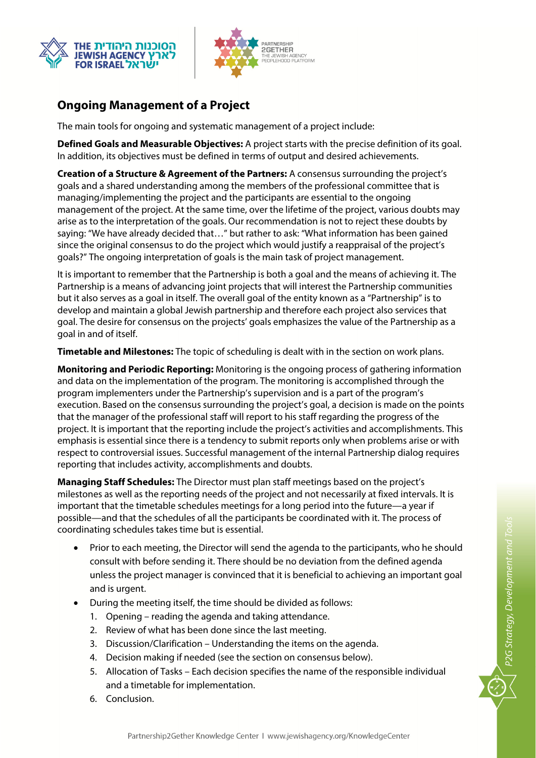## Ongoing Management of a Project

The main tools for ongoing and systematic management of a project include:

**Defined Goals and Measurable Objectives:** A project starts with the precise definition of its goal. In addition, its objectives must be defined in terms of output and desired achievements.

**Creation of a Structure & Agreement of the Partners:** A consensus surrounding the project's goals and a shared understanding among the members of the professional committee that is managing/implementing the project and the participants are essential to the ongoing management of the project. At the same time, over the lifetime of the project, various doubts may arise as to the interpretation of the goals. Our recommendation is not to reject these doubts by saying: "We have already decided that…" but rather to ask: "What information has been gained since the original consensus to do the project which would justify a reappraisal of the project's goals?" The ongoing interpretation of goals is the main task of project management.

It is important to remember that the Partnership is both a goal and the means of achieving it. The Partnership is a means of advancing joint projects that will interest the Partnership communities but it also serves as a goal in itself. The overall goal of the entity known as a "Partnership" is to develop and maintain a global Jewish partnership and therefore each project also services that goal. The desire for consensus on the projects' goals emphasizes the value of the Partnership as a goal in and of itself.

**Timetable and Milestones:** The topic of scheduling is dealt with in the section on work plans.

**Monitoring and Periodic Reporting:** Monitoring is the ongoing process of gathering information and data on the implementation of the program. The monitoring is accomplished through the program implementers under the Partnership's supervision and is a part of the program's execution. Based on the consensus surrounding the project's goal, a decision is made on the points that the manager of the professional staff will report to his staff regarding the progress of the project. It is important that the reporting include the project's activities and accomplishments. This emphasis is essential since there is a tendency to submit reports only when problems arise or with respect to controversial issues. Successful management of the internal Partnership dialog requires reporting that includes activity, accomplishments and doubts.

**Managing Staff Schedules:** The Director must plan staff meetings based on the project's milestones as well as the reporting needs of the project and not necessarily at fixed intervals. It is important that the timetable schedules meetings for a long period into the future—a year if possible—and that the schedules of all the participants be coordinated with it. The process of coordinating schedules takes time but is essential.

- Prior to each meeting, the Director will send the agenda to the participants, who he should consult with before sending it. There should be no deviation from the defined agenda unless the project manager is convinced that it is beneficial to achieving an important goal and is urgent.
- During the meeting itself, the time should be divided as follows:
  1. Opening – reading the agenda and taking attendance.
  2. Review of what has been done since the last meeting.
  3. Discussion/Clarification – Understanding the items on the agenda.
  4. Decision making if needed (see the section on consensus below).
  5. Allocation of Tasks – Each decision specifies the name of the responsible individual and a timetable for implementation.
  6. Conclusion.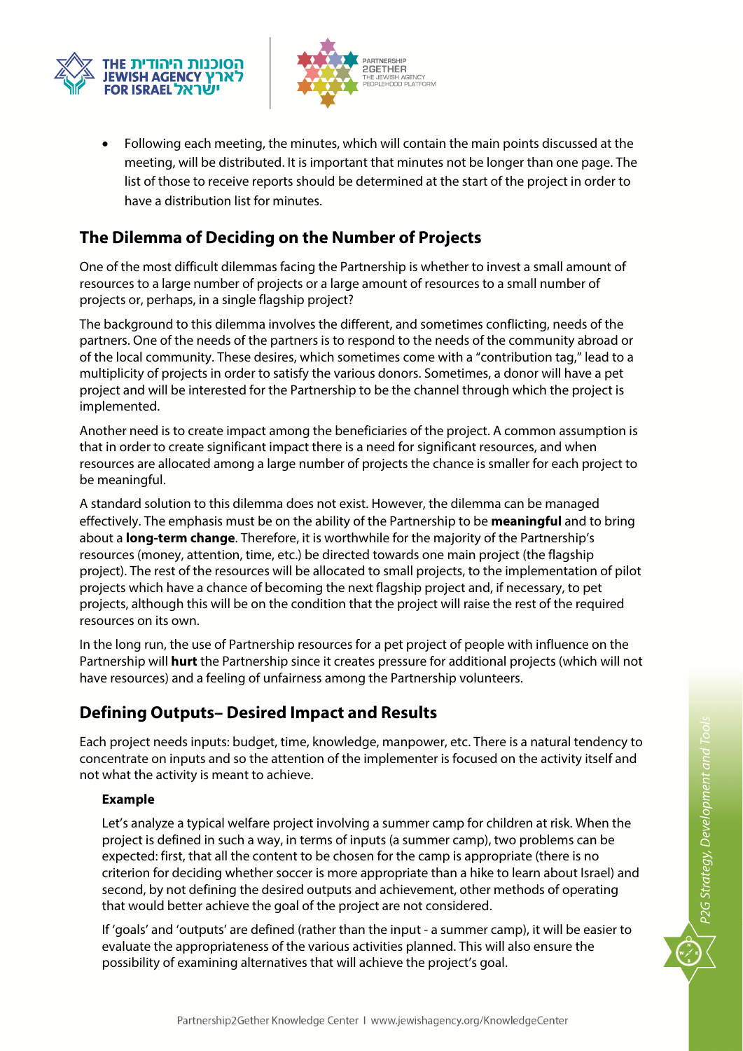- Following each meeting, the minutes, which will contain the main points discussed at the meeting, will be distributed. It is important that minutes not be longer than one page. The list of those to receive reports should be determined at the start of the project in order to have a distribution list for minutes.

## The Dilemma of Deciding on the Number of Projects

One of the most difficult dilemmas facing the Partnership is whether to invest a small amount of resources to a large number of projects or a large amount of resources to a small number of projects or, perhaps, in a single flagship project?

The background to this dilemma involves the different, and sometimes conflicting, needs of the partners. One of the needs of the partners is to respond to the needs of the community abroad or of the local community. These desires, which sometimes come with a "contribution tag," lead to a multiplicity of projects in order to satisfy the various donors. Sometimes, a donor will have a pet project and will be interested for the Partnership to be the channel through which the project is implemented.

Another need is to create impact among the beneficiaries of the project. A common assumption is that in order to create significant impact there is a need for significant resources, and when resources are allocated among a large number of projects the chance is smaller for each project to be meaningful.

A standard solution to this dilemma does not exist. However, the dilemma can be managed effectively. The emphasis must be on the ability of the Partnership to be **meaningful** and to bring about a **long-term change**. Therefore, it is worthwhile for the majority of the Partnership's resources (money, attention, time, etc.) be directed towards one main project (the flagship project). The rest of the resources will be allocated to small projects, to the implementation of pilot projects which have a chance of becoming the next flagship project and, if necessary, to pet projects, although this will be on the condition that the project will raise the rest of the required resources on its own.

In the long run, the use of Partnership resources for a pet project of people with influence on the Partnership will **hurt** the Partnership since it creates pressure for additional projects (which will not have resources) and a feeling of unfairness among the Partnership volunteers.

## Defining Outputs– Desired Impact and Results

Each project needs inputs: budget, time, knowledge, manpower, etc. There is a natural tendency to concentrate on inputs and so the attention of the implementer is focused on the activity itself and not what the activity is meant to achieve.

**Example**

Let's analyze a typical welfare project involving a summer camp for children at risk. When the project is defined in such a way, in terms of inputs (a summer camp), two problems can be expected: first, that all the content to be chosen for the camp is appropriate (there is no criterion for deciding whether soccer is more appropriate than a hike to learn about Israel) and second, by not defining the desired outputs and achievement, other methods of operating that would better achieve the goal of the project are not considered.

If 'goals' and 'outputs' are defined (rather than the input - a summer camp), it will be easier to evaluate the appropriateness of the various activities planned. This will also ensure the possibility of examining alternatives that will achieve the project's goal.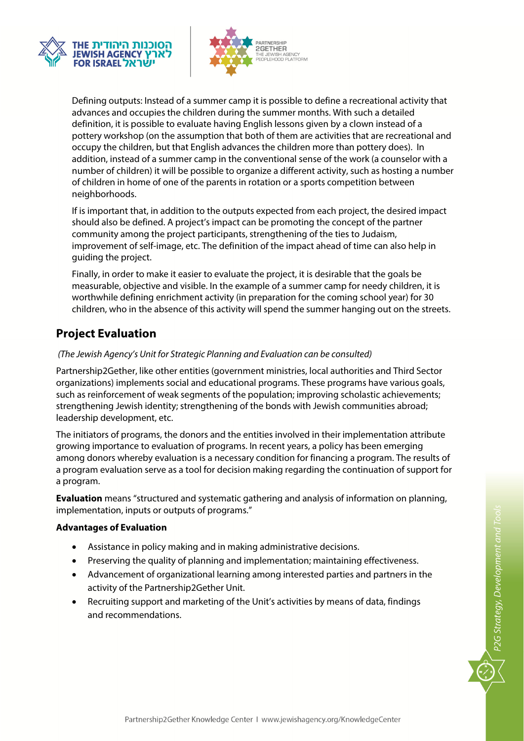Defining outputs: Instead of a summer camp it is possible to define a recreational activity that advances and occupies the children during the summer months. With such a detailed definition, it is possible to evaluate having English lessons given by a clown instead of a pottery workshop (on the assumption that both of them are activities that are recreational and occupy the children, but that English advances the children more than pottery does). In addition, instead of a summer camp in the conventional sense of the work (a counselor with a number of children) it will be possible to organize a different activity, such as hosting a number of children in home of one of the parents in rotation or a sports competition between neighborhoods.

If is important that, in addition to the outputs expected from each project, the desired impact should also be defined. A project's impact can be promoting the concept of the partner community among the project participants, strengthening of the ties to Judaism, improvement of self-image, etc. The definition of the impact ahead of time can also help in guiding the project.

Finally, in order to make it easier to evaluate the project, it is desirable that the goals be measurable, objective and visible. In the example of a summer camp for needy children, it is worthwhile defining enrichment activity (in preparation for the coming school year) for 30 children, who in the absence of this activity will spend the summer hanging out on the streets.

## Project Evaluation

*(The Jewish Agency's Unit for Strategic Planning and Evaluation can be consulted)*

Partnership2Gether, like other entities (government ministries, local authorities and Third Sector organizations) implements social and educational programs. These programs have various goals, such as reinforcement of weak segments of the population; improving scholastic achievements; strengthening Jewish identity; strengthening of the bonds with Jewish communities abroad; leadership development, etc.

The initiators of programs, the donors and the entities involved in their implementation attribute growing importance to evaluation of programs. In recent years, a policy has been emerging among donors whereby evaluation is a necessary condition for financing a program. The results of a program evaluation serve as a tool for decision making regarding the continuation of support for a program.

**Evaluation** means "structured and systematic gathering and analysis of information on planning, implementation, inputs or outputs of programs."

**Advantages of Evaluation**

- Assistance in policy making and in making administrative decisions.
- Preserving the quality of planning and implementation; maintaining effectiveness.
- Advancement of organizational learning among interested parties and partners in the activity of the Partnership2Gether Unit.
- Recruiting support and marketing of the Unit's activities by means of data, findings and recommendations.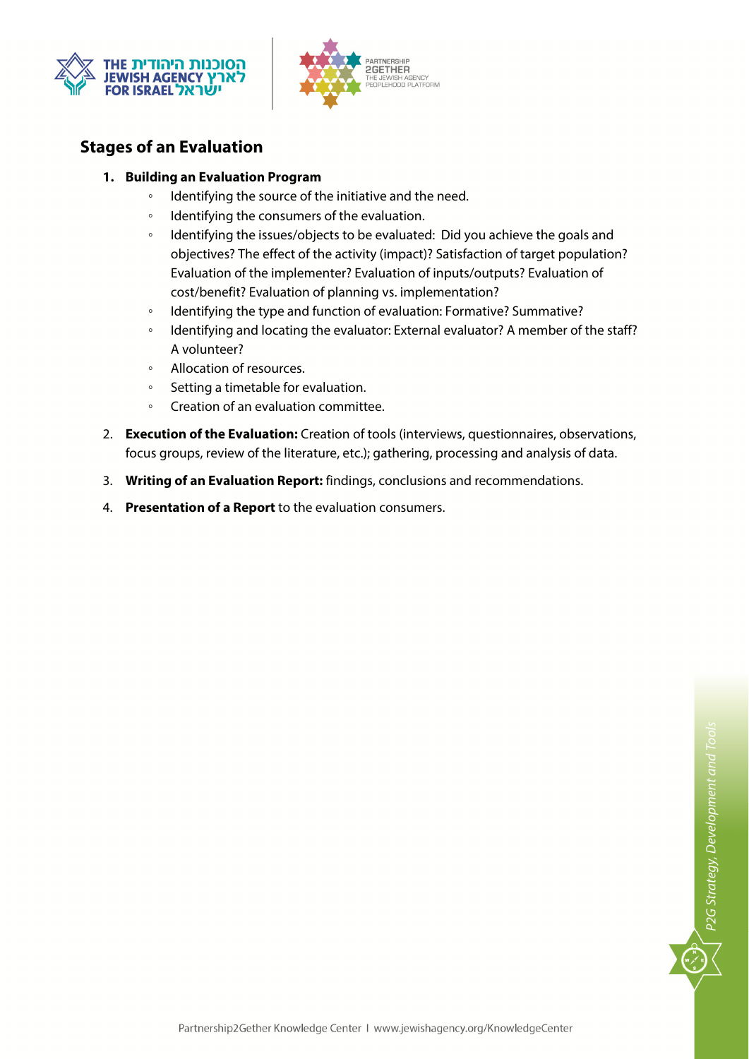## Stages of an Evaluation

1. **Building an Evaluation Program**
   - Identifying the source of the initiative and the need.
   - Identifying the consumers of the evaluation.
   - Identifying the issues/objects to be evaluated: Did you achieve the goals and objectives? The effect of the activity (impact)? Satisfaction of target population? Evaluation of the implementer? Evaluation of inputs/outputs? Evaluation of cost/benefit? Evaluation of planning vs. implementation?
   - Identifying the type and function of evaluation: Formative? Summative?
   - Identifying and locating the evaluator: External evaluator? A member of the staff? A volunteer?
   - Allocation of resources.
   - Setting a timetable for evaluation.
   - Creation of an evaluation committee.
2. **Execution of the Evaluation:** Creation of tools (interviews, questionnaires, observations, focus groups, review of the literature, etc.); gathering, processing and analysis of data.
3. **Writing of an Evaluation Report:** findings, conclusions and recommendations.
4. **Presentation of a Report** to the evaluation consumers.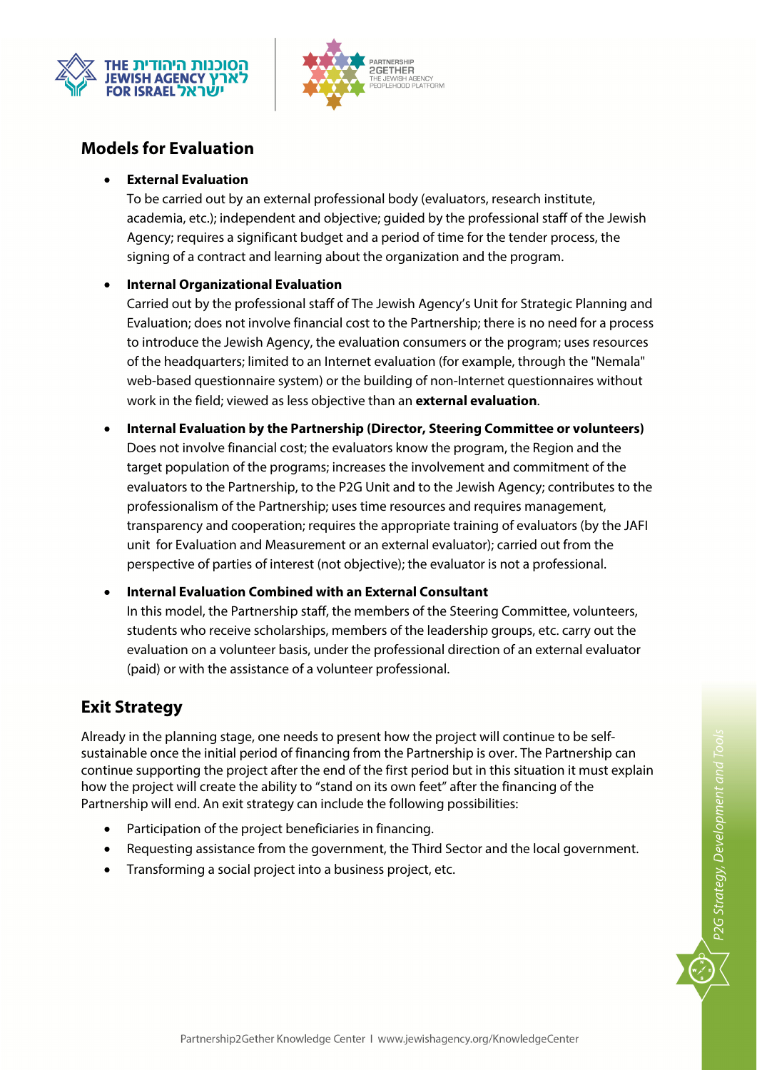## Models for Evaluation

- **External Evaluation**
  To be carried out by an external professional body (evaluators, research institute, academia, etc.); independent and objective; guided by the professional staff of the Jewish Agency; requires a significant budget and a period of time for the tender process, the signing of a contract and learning about the organization and the program.

- **Internal Organizational Evaluation**
  Carried out by the professional staff of The Jewish Agency's Unit for Strategic Planning and Evaluation; does not involve financial cost to the Partnership; there is no need for a process to introduce the Jewish Agency, the evaluation consumers or the program; uses resources of the headquarters; limited to an Internet evaluation (for example, through the "Nemala" web-based questionnaire system) or the building of non-Internet questionnaires without work in the field; viewed as less objective than an **external evaluation**.

- **Internal Evaluation by the Partnership (Director, Steering Committee or volunteers)**
  Does not involve financial cost; the evaluators know the program, the Region and the target population of the programs; increases the involvement and commitment of the evaluators to the Partnership, to the P2G Unit and to the Jewish Agency; contributes to the professionalism of the Partnership; uses time resources and requires management, transparency and cooperation; requires the appropriate training of evaluators (by the JAFI unit for Evaluation and Measurement or an external evaluator); carried out from the perspective of parties of interest (not objective); the evaluator is not a professional.

- **Internal Evaluation Combined with an External Consultant**
  In this model, the Partnership staff, the members of the Steering Committee, volunteers, students who receive scholarships, members of the leadership groups, etc. carry out the evaluation on a volunteer basis, under the professional direction of an external evaluator (paid) or with the assistance of a volunteer professional.

## Exit Strategy

Already in the planning stage, one needs to present how the project will continue to be self-sustainable once the initial period of financing from the Partnership is over. The Partnership can continue supporting the project after the end of the first period but in this situation it must explain how the project will create the ability to "stand on its own feet" after the financing of the Partnership will end. An exit strategy can include the following possibilities:

- Participation of the project beneficiaries in financing.
- Requesting assistance from the government, the Third Sector and the local government.
- Transforming a social project into a business project, etc.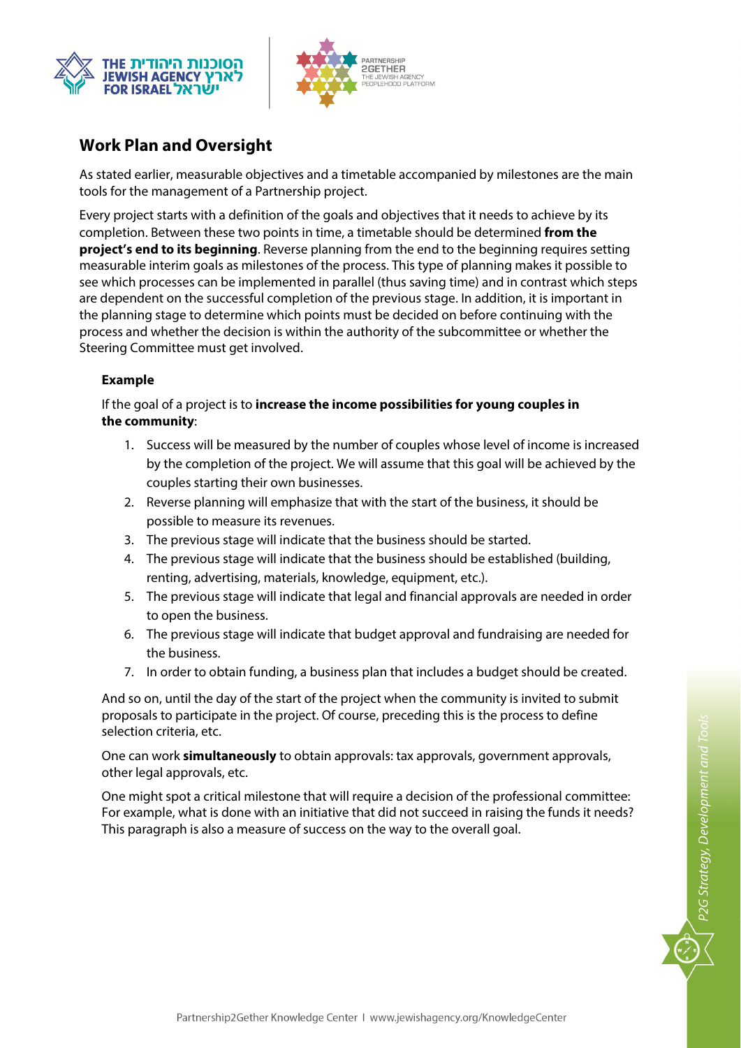## Work Plan and Oversight

As stated earlier, measurable objectives and a timetable accompanied by milestones are the main tools for the management of a Partnership project.

Every project starts with a definition of the goals and objectives that it needs to achieve by its completion. Between these two points in time, a timetable should be determined **from the project's end to its beginning**. Reverse planning from the end to the beginning requires setting measurable interim goals as milestones of the process. This type of planning makes it possible to see which processes can be implemented in parallel (thus saving time) and in contrast which steps are dependent on the successful completion of the previous stage. In addition, it is important in the planning stage to determine which points must be decided on before continuing with the process and whether the decision is within the authority of the subcommittee or whether the Steering Committee must get involved.

**Example**

If the goal of a project is to **increase the income possibilities for young couples in the community**:

1. Success will be measured by the number of couples whose level of income is increased by the completion of the project. We will assume that this goal will be achieved by the couples starting their own businesses.
2. Reverse planning will emphasize that with the start of the business, it should be possible to measure its revenues.
3. The previous stage will indicate that the business should be started.
4. The previous stage will indicate that the business should be established (building, renting, advertising, materials, knowledge, equipment, etc.).
5. The previous stage will indicate that legal and financial approvals are needed in order to open the business.
6. The previous stage will indicate that budget approval and fundraising are needed for the business.
7. In order to obtain funding, a business plan that includes a budget should be created.

And so on, until the day of the start of the project when the community is invited to submit proposals to participate in the project. Of course, preceding this is the process to define selection criteria, etc.

One can work **simultaneously** to obtain approvals: tax approvals, government approvals, other legal approvals, etc.

One might spot a critical milestone that will require a decision of the professional committee: For example, what is done with an initiative that did not succeed in raising the funds it needs? This paragraph is also a measure of success on the way to the overall goal.